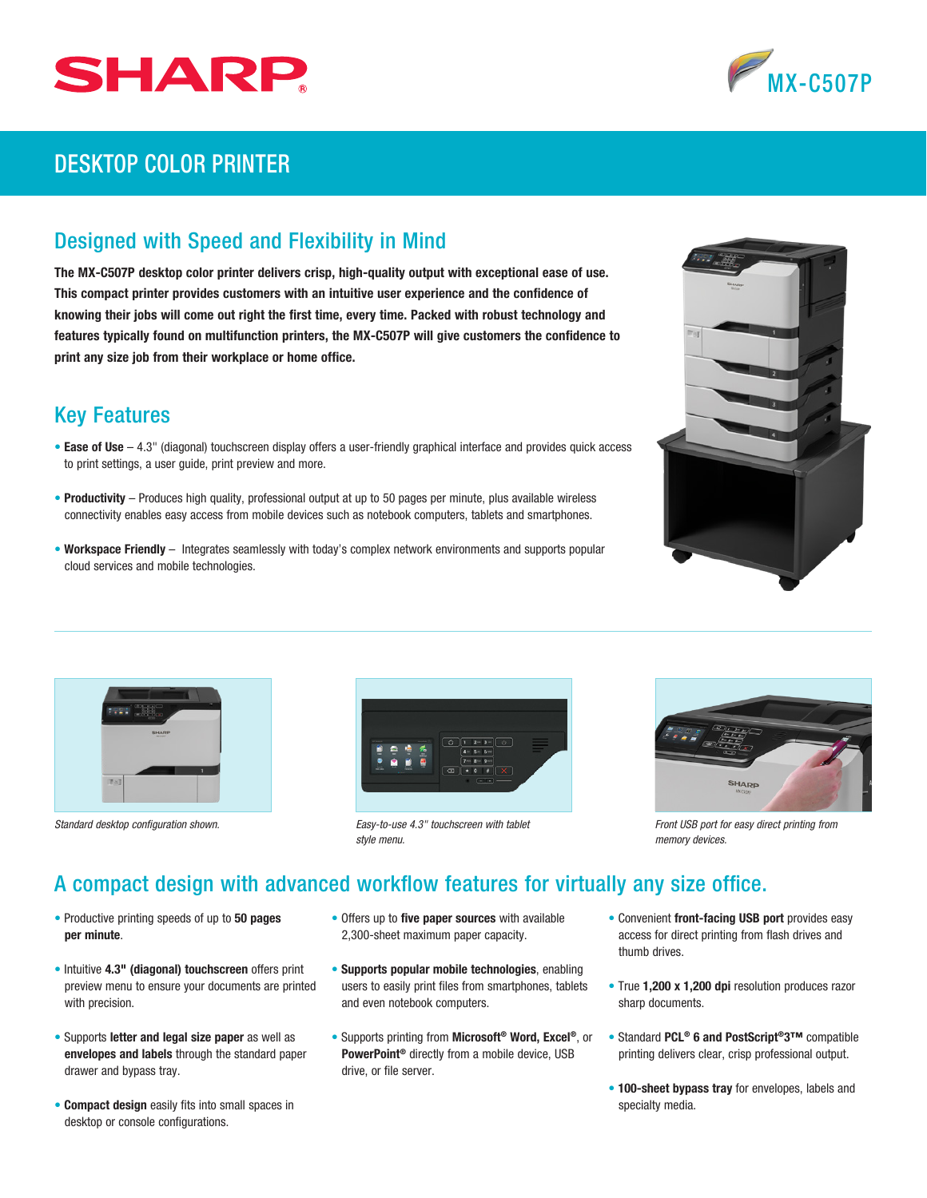SHARP

MX-C507P

# DESKTOP COLOR PRINTER

## Designed with Speed and Flexibility in Mind

**The MX-C507P desktop color printer delivers crisp, high-quality output with exceptional ease of use. This compact printer provides customers with an intuitive user experience and the confidence of knowing their jobs will come out right the first time, every time. Packed with robust technology and features typically found on multifunction printers, the MX-C507P will give customers the confidence to print any size job from their workplace or home office.**

## Key Features

- **Ease of Use** – 4.3" (diagonal) touchscreen display offers a user-friendly graphical interface and provides quick access to print settings, a user guide, print preview and more.
- **Productivity** – Produces high quality, professional output at up to 50 pages per minute, plus available wireless connectivity enables easy access from mobile devices such as notebook computers, tablets and smartphones.
- **Workspace Friendly** – Integrates seamlessly with today's complex network environments and supports popular cloud services and mobile technologies.

*Standard desktop configuration shown.*

*Easy-to-use 4.3" touchscreen with tablet style menu.*

*Front USB port for easy direct printing from memory devices.*

## A compact design with advanced workflow features for virtually any size office.

- Productive printing speeds of up to **50 pages per minute**.
- Intuitive **4.3" (diagonal) touchscreen** offers print preview menu to ensure your documents are printed with precision.
- Supports **letter and legal size paper** as well as **envelopes and labels** through the standard paper drawer and bypass tray.
- **Compact design** easily fits into small spaces in desktop or console configurations.
- Offers up to **five paper sources** with available 2,300-sheet maximum paper capacity.
- **Supports popular mobile technologies**, enabling users to easily print files from smartphones, tablets and even notebook computers.
- Supports printing from **Microsoft® Word, Excel®**, or **PowerPoint®** directly from a mobile device, USB drive, or file server.
- Convenient **front-facing USB port** provides easy access for direct printing from flash drives and thumb drives.
- True **1,200 x 1,200 dpi** resolution produces razor sharp documents.
- Standard **PCL® 6 and PostScript®3™** compatible printing delivers clear, crisp professional output.
- **100-sheet bypass tray** for envelopes, labels and specialty media.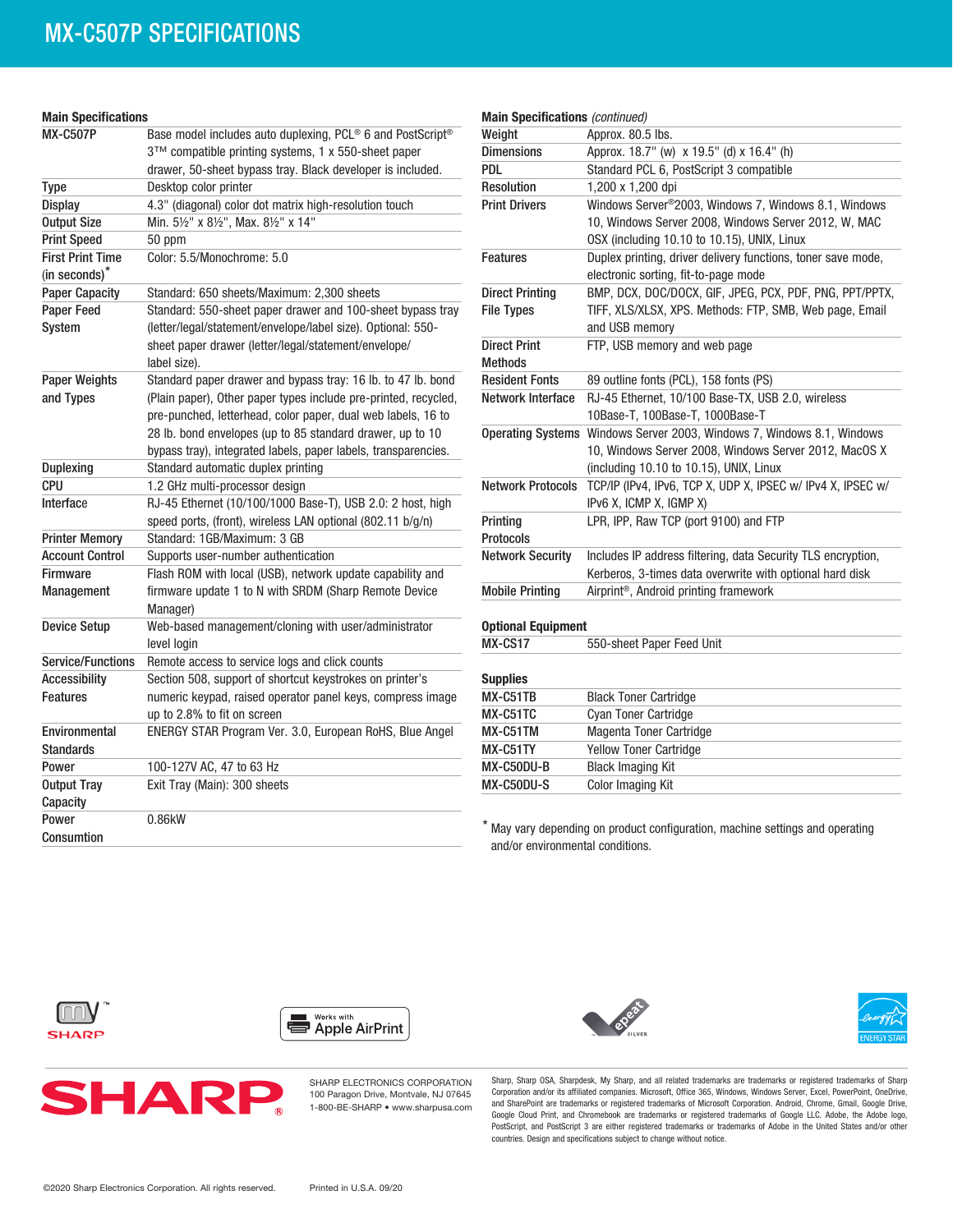# MX-C507P SPECIFICATIONS

## Main Specifications

| | |
|---|---|
| MX-C507P | Base model includes auto duplexing, PCL® 6 and PostScript® 3™ compatible printing systems, 1 x 550-sheet paper drawer, 50-sheet bypass tray. Black developer is included. |
| Type | Desktop color printer |
| Display | 4.3" (diagonal) color dot matrix high-resolution touch |
| Output Size | Min. 5½" x 8½", Max. 8½" x 14" |
| Print Speed | 50 ppm |
| First Print Time (in seconds)* | Color: 5.5/Monochrome: 5.0 |
| Paper Capacity | Standard: 650 sheets/Maximum: 2,300 sheets |
| Paper Feed System | Standard: 550-sheet paper drawer and 100-sheet bypass tray (letter/legal/statement/envelope/label size). Optional: 550-sheet paper drawer (letter/legal/statement/envelope/ label size). |
| Paper Weights and Types | Standard paper drawer and bypass tray: 16 lb. to 47 lb. bond (Plain paper), Other paper types include pre-printed, recycled, pre-punched, letterhead, color paper, dual web labels, 16 to 28 lb. bond envelopes (up to 85 standard drawer, up to 10 bypass tray), integrated labels, paper labels, transparencies. |
| Duplexing | Standard automatic duplex printing |
| CPU | 1.2 GHz multi-processor design |
| Interface | RJ-45 Ethernet (10/100/1000 Base-T), USB 2.0: 2 host, high speed ports, (front), wireless LAN optional (802.11 b/g/n) |
| Printer Memory | Standard: 1GB/Maximum: 3 GB |
| Account Control | Supports user-number authentication |
| Firmware Management | Flash ROM with local (USB), network update capability and firmware update 1 to N with SRDM (Sharp Remote Device Manager) |
| Device Setup | Web-based management/cloning with user/administrator level login |
| Service/Functions | Remote access to service logs and click counts |
| Accessibility Features | Section 508, support of shortcut keystrokes on printer's numeric keypad, raised operator panel keys, compress image up to 2.8% to fit on screen |
| Environmental Standards | ENERGY STAR Program Ver. 3.0, European RoHS, Blue Angel |
| Power | 100-127V AC, 47 to 63 Hz |
| Output Tray Capacity | Exit Tray (Main): 300 sheets |
| Power Consumption | 0.86kW |

## Main Specifications *(continued)*

| | |
|---|---|
| Weight | Approx. 80.5 lbs. |
| Dimensions | Approx. 18.7" (w) x 19.5" (d) x 16.4" (h) |
| PDL | Standard PCL 6, PostScript 3 compatible |
| Resolution | 1,200 x 1,200 dpi |
| Print Drivers | Windows Server®2003, Windows 7, Windows 8.1, Windows 10, Windows Server 2008, Windows Server 2012, W, MAC OSX (including 10.10 to 10.15), UNIX, Linux |
| Features | Duplex printing, driver delivery functions, toner save mode, electronic sorting, fit-to-page mode |
| Direct Printing File Types | BMP, DCX, DOC/DOCX, GIF, JPEG, PCX, PDF, PNG, PPT/PPTX, TIFF, XLS/XLSX, XPS. Methods: FTP, SMB, Web page, Email and USB memory |
| Direct Print Methods | FTP, USB memory and web page |
| Resident Fonts | 89 outline fonts (PCL), 158 fonts (PS) |
| Network Interface | RJ-45 Ethernet, 10/100 Base-TX, USB 2.0, wireless 10Base-T, 100Base-T, 1000Base-T |
| Operating Systems | Windows Server 2003, Windows 7, Windows 8.1, Windows 10, Windows Server 2008, Windows Server 2012, MacOS X (including 10.10 to 10.15), UNIX, Linux |
| Network Protocols | TCP/IP (IPv4, IPv6, TCP X, UDP X, IPSEC w/ IPv4 X, IPSEC w/ IPv6 X, ICMP X, IGMP X) |
| Printing Protocols | LPR, IPP, Raw TCP (port 9100) and FTP |
| Network Security | Includes IP address filtering, data Security TLS encryption, Kerberos, 3-times data overwrite with optional hard disk |
| Mobile Printing | Airprint®, Android printing framework |

## Optional Equipment

| | |
|---|---|
| MX-CS17 | 550-sheet Paper Feed Unit |

## Supplies

| | |
|---|---|
| MX-C51TB | Black Toner Cartridge |
| MX-C51TC | Cyan Toner Cartridge |
| MX-C51TM | Magenta Toner Cartridge |
| MX-C51TY | Yellow Toner Cartridge |
| MX-C50DU-B | Black Imaging Kit |
| MX-C50DU-S | Color Imaging Kit |

* May vary depending on product configuration, machine settings and operating and/or environmental conditions.

Works with Apple AirPrint

SHARP ELECTRONICS CORPORATION
100 Paragon Drive, Montvale, NJ 07645
1-800-BE-SHARP • www.sharpusa.com

Sharp, Sharp OSA, Sharpdesk, My Sharp, and all related trademarks are trademarks or registered trademarks of Sharp Corporation and/or its affiliated companies. Microsoft, Office 365, Windows, Windows Server, Excel, PowerPoint, OneDrive, and SharePoint are trademarks or registered trademarks of Microsoft Corporation. Android, Chrome, Gmail, Google Drive, Google Cloud Print, and Chromebook are trademarks or registered trademarks of Google LLC. Adobe, the Adobe logo, PostScript, and PostScript 3 are either registered trademarks or trademarks of Adobe in the United States and/or other countries. Design and specifications subject to change without notice.

©2020 Sharp Electronics Corporation. All rights reserved.

Printed in U.S.A. 09/20